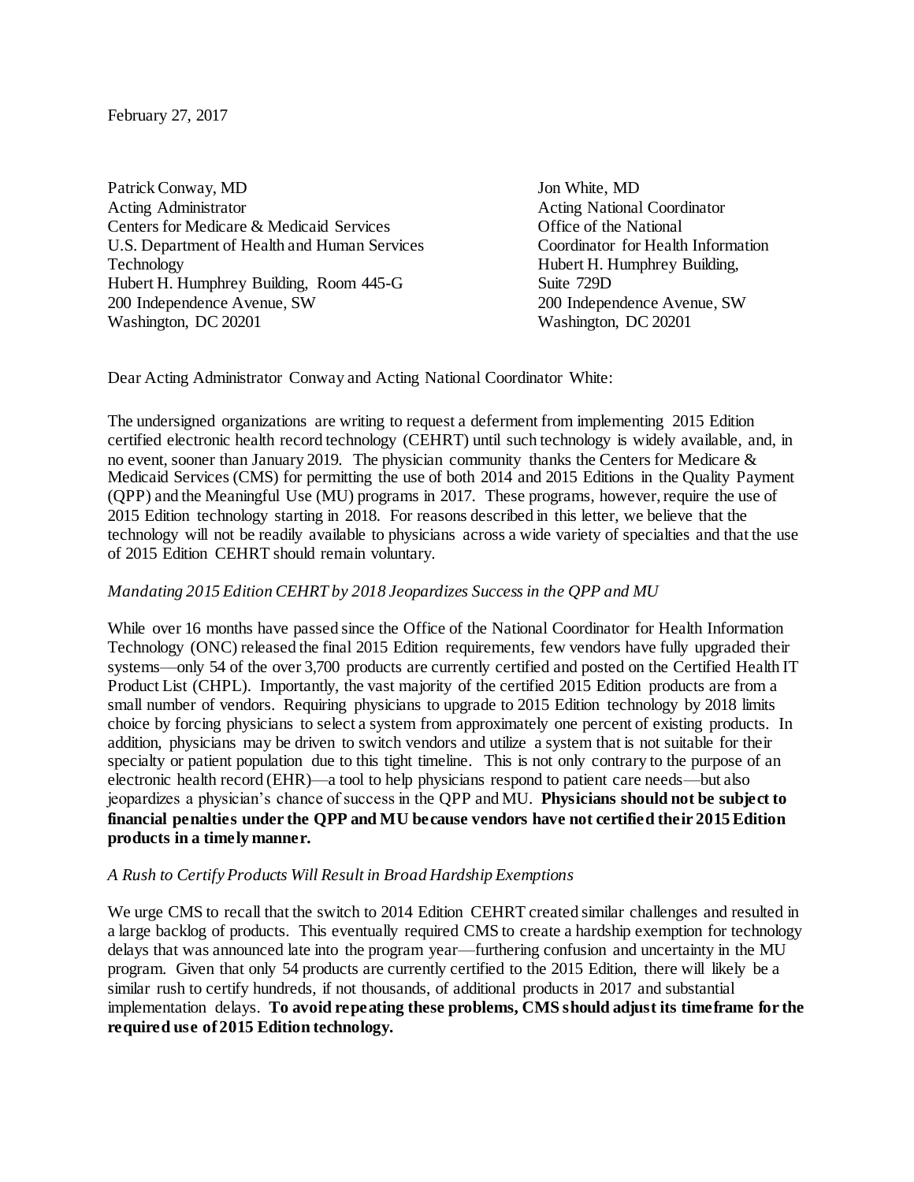February 27, 2017

Patrick Conway, MD
Acting Administrator
Centers for Medicare & Medicaid Services
U.S. Department of Health and Human Services
Hubert H. Humphrey Building, Room 445-G
200 Independence Avenue, SW
Washington, DC 20201

Jon White, MD
Acting National Coordinator
Office of the National Coordinator for Health Information Technology
Hubert H. Humphrey Building, Suite 729D
200 Independence Avenue, SW
Washington, DC 20201

Dear Acting Administrator Conway and Acting National Coordinator White:

The undersigned organizations are writing to request a deferment from implementing 2015 Edition certified electronic health record technology (CEHRT) until such technology is widely available, and, in no event, sooner than January 2019. The physician community thanks the Centers for Medicare & Medicaid Services (CMS) for permitting the use of both 2014 and 2015 Editions in the Quality Payment (QPP) and the Meaningful Use (MU) programs in 2017. These programs, however, require the use of 2015 Edition technology starting in 2018. For reasons described in this letter, we believe that the technology will not be readily available to physicians across a wide variety of specialties and that the use of 2015 Edition CEHRT should remain voluntary.

*Mandating 2015 Edition CEHRT by 2018 Jeopardizes Success in the QPP and MU*

While over 16 months have passed since the Office of the National Coordinator for Health Information Technology (ONC) released the final 2015 Edition requirements, few vendors have fully upgraded their systems—only 54 of the over 3,700 products are currently certified and posted on the Certified Health IT Product List (CHPL). Importantly, the vast majority of the certified 2015 Edition products are from a small number of vendors. Requiring physicians to upgrade to 2015 Edition technology by 2018 limits choice by forcing physicians to select a system from approximately one percent of existing products. In addition, physicians may be driven to switch vendors and utilize a system that is not suitable for their specialty or patient population due to this tight timeline. This is not only contrary to the purpose of an electronic health record (EHR)—a tool to help physicians respond to patient care needs—but also jeopardizes a physician's chance of success in the QPP and MU. **Physicians should not be subject to financial penalties under the QPP and MU because vendors have not certified their 2015 Edition products in a timely manner.**

*A Rush to Certify Products Will Result in Broad Hardship Exemptions*

We urge CMS to recall that the switch to 2014 Edition CEHRT created similar challenges and resulted in a large backlog of products. This eventually required CMS to create a hardship exemption for technology delays that was announced late into the program year—furthering confusion and uncertainty in the MU program. Given that only 54 products are currently certified to the 2015 Edition, there will likely be a similar rush to certify hundreds, if not thousands, of additional products in 2017 and substantial implementation delays. **To avoid repeating these problems, CMS should adjust its timeframe for the required use of 2015 Edition technology.**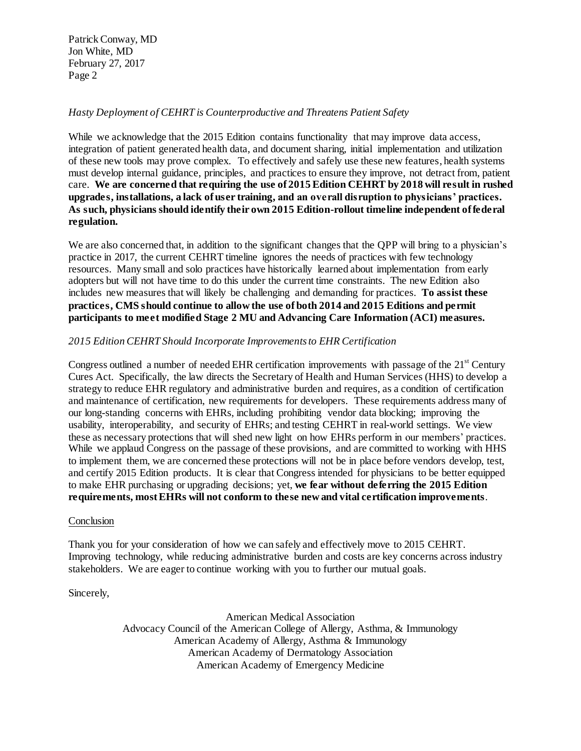*Hasty Deployment of CEHRT is Counterproductive and Threatens Patient Safety*

While we acknowledge that the 2015 Edition contains functionality that may improve data access, integration of patient generated health data, and document sharing, initial implementation and utilization of these new tools may prove complex. To effectively and safely use these new features, health systems must develop internal guidance, principles, and practices to ensure they improve, not detract from, patient care. **We are concerned that requiring the use of 2015 Edition CEHRT by 2018 will result in rushed upgrades, installations, a lack of user training, and an overall disruption to physicians' practices. As such, physicians should identify their own 2015 Edition-rollout timeline independent of federal regulation.**

We are also concerned that, in addition to the significant changes that the QPP will bring to a physician's practice in 2017, the current CEHRT timeline ignores the needs of practices with few technology resources. Many small and solo practices have historically learned about implementation from early adopters but will not have time to do this under the current time constraints. The new Edition also includes new measures that will likely be challenging and demanding for practices. **To assist these practices, CMS should continue to allow the use of both 2014 and 2015 Editions and permit participants to meet modified Stage 2 MU and Advancing Care Information (ACI) measures.**

*2015 Edition CEHRT Should Incorporate Improvements to EHR Certification*

Congress outlined a number of needed EHR certification improvements with passage of the 21st Century Cures Act. Specifically, the law directs the Secretary of Health and Human Services (HHS) to develop a strategy to reduce EHR regulatory and administrative burden and requires, as a condition of certification and maintenance of certification, new requirements for developers. These requirements address many of our long-standing concerns with EHRs, including prohibiting vendor data blocking; improving the usability, interoperability, and security of EHRs; and testing CEHRT in real-world settings. We view these as necessary protections that will shed new light on how EHRs perform in our members' practices. While we applaud Congress on the passage of these provisions, and are committed to working with HHS to implement them, we are concerned these protections will not be in place before vendors develop, test, and certify 2015 Edition products. It is clear that Congress intended for physicians to be better equipped to make EHR purchasing or upgrading decisions; yet, **we fear without deferring the 2015 Edition requirements, most EHRs will not conform to these new and vital certification improvements**.

Conclusion

Thank you for your consideration of how we can safely and effectively move to 2015 CEHRT. Improving technology, while reducing administrative burden and costs are key concerns across industry stakeholders. We are eager to continue working with you to further our mutual goals.

Sincerely,

American Medical Association
Advocacy Council of the American College of Allergy, Asthma, & Immunology
American Academy of Allergy, Asthma & Immunology
American Academy of Dermatology Association
American Academy of Emergency Medicine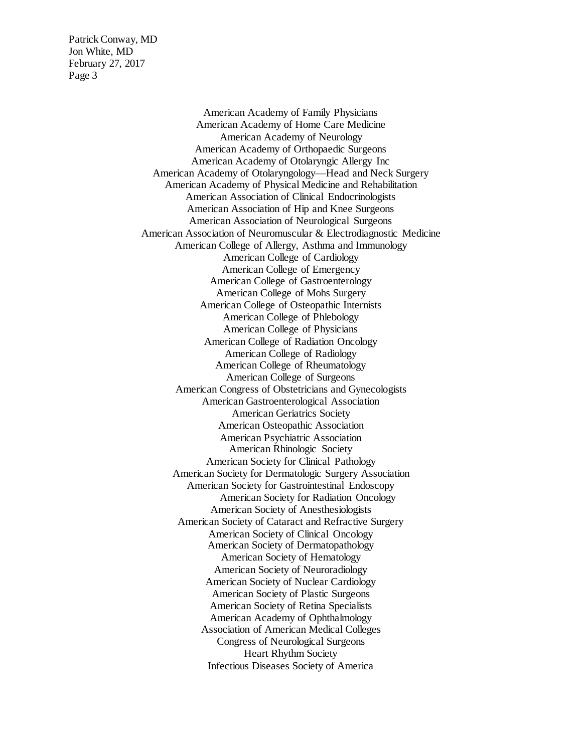American Academy of Family Physicians
American Academy of Home Care Medicine
American Academy of Neurology
American Academy of Orthopaedic Surgeons
American Academy of Otolaryngic Allergy Inc
American Academy of Otolaryngology—Head and Neck Surgery
American Academy of Physical Medicine and Rehabilitation
American Association of Clinical Endocrinologists
American Association of Hip and Knee Surgeons
American Association of Neurological Surgeons
American Association of Neuromuscular & Electrodiagnostic Medicine
American College of Allergy, Asthma and Immunology
American College of Cardiology
American College of Emergency
American College of Gastroenterology
American College of Mohs Surgery
American College of Osteopathic Internists
American College of Phlebology
American College of Physicians
American College of Radiation Oncology
American College of Radiology
American College of Rheumatology
American College of Surgeons
American Congress of Obstetricians and Gynecologists
American Gastroenterological Association
American Geriatrics Society
American Osteopathic Association
American Psychiatric Association
American Rhinologic Society
American Society for Clinical Pathology
American Society for Dermatologic Surgery Association
American Society for Gastrointestinal Endoscopy
American Society for Radiation Oncology
American Society of Anesthesiologists
American Society of Cataract and Refractive Surgery
American Society of Clinical Oncology
American Society of Dermatopathology
American Society of Hematology
American Society of Neuroradiology
American Society of Nuclear Cardiology
American Society of Plastic Surgeons
American Society of Retina Specialists
American Academy of Ophthalmology
Association of American Medical Colleges
Congress of Neurological Surgeons
Heart Rhythm Society
Infectious Diseases Society of America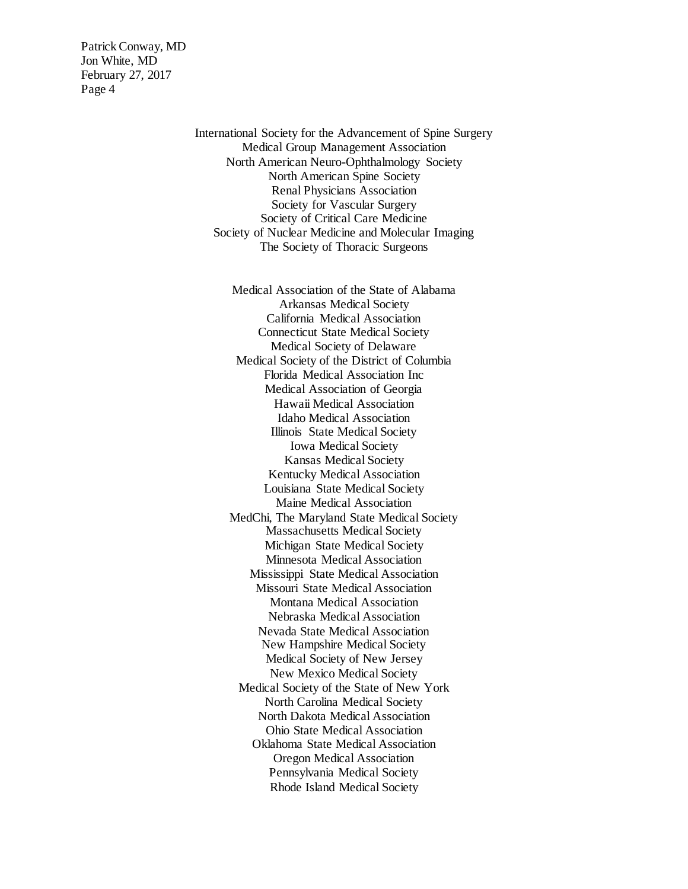International Society for the Advancement of Spine Surgery
Medical Group Management Association
North American Neuro-Ophthalmology Society
North American Spine Society
Renal Physicians Association
Society for Vascular Surgery
Society of Critical Care Medicine
Society of Nuclear Medicine and Molecular Imaging
The Society of Thoracic Surgeons

Medical Association of the State of Alabama
Arkansas Medical Society
California Medical Association
Connecticut State Medical Society
Medical Society of Delaware
Medical Society of the District of Columbia
Florida Medical Association Inc
Medical Association of Georgia
Hawaii Medical Association
Idaho Medical Association
Illinois State Medical Society
Iowa Medical Society
Kansas Medical Society
Kentucky Medical Association
Louisiana State Medical Society
Maine Medical Association
MedChi, The Maryland State Medical Society
Massachusetts Medical Society
Michigan State Medical Society
Minnesota Medical Association
Mississippi State Medical Association
Missouri State Medical Association
Montana Medical Association
Nebraska Medical Association
Nevada State Medical Association
New Hampshire Medical Society
Medical Society of New Jersey
New Mexico Medical Society
Medical Society of the State of New York
North Carolina Medical Society
North Dakota Medical Association
Ohio State Medical Association
Oklahoma State Medical Association
Oregon Medical Association
Pennsylvania Medical Society
Rhode Island Medical Society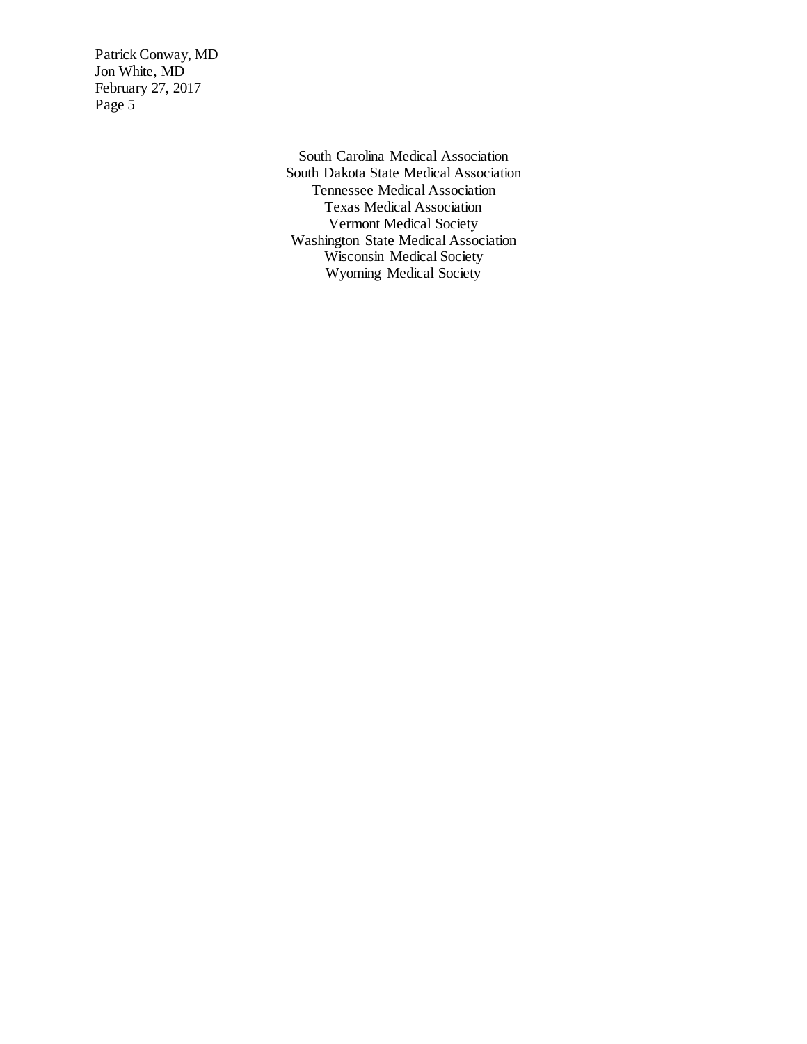South Carolina Medical Association
South Dakota State Medical Association
Tennessee Medical Association
Texas Medical Association
Vermont Medical Society
Washington State Medical Association
Wisconsin Medical Society
Wyoming Medical Society